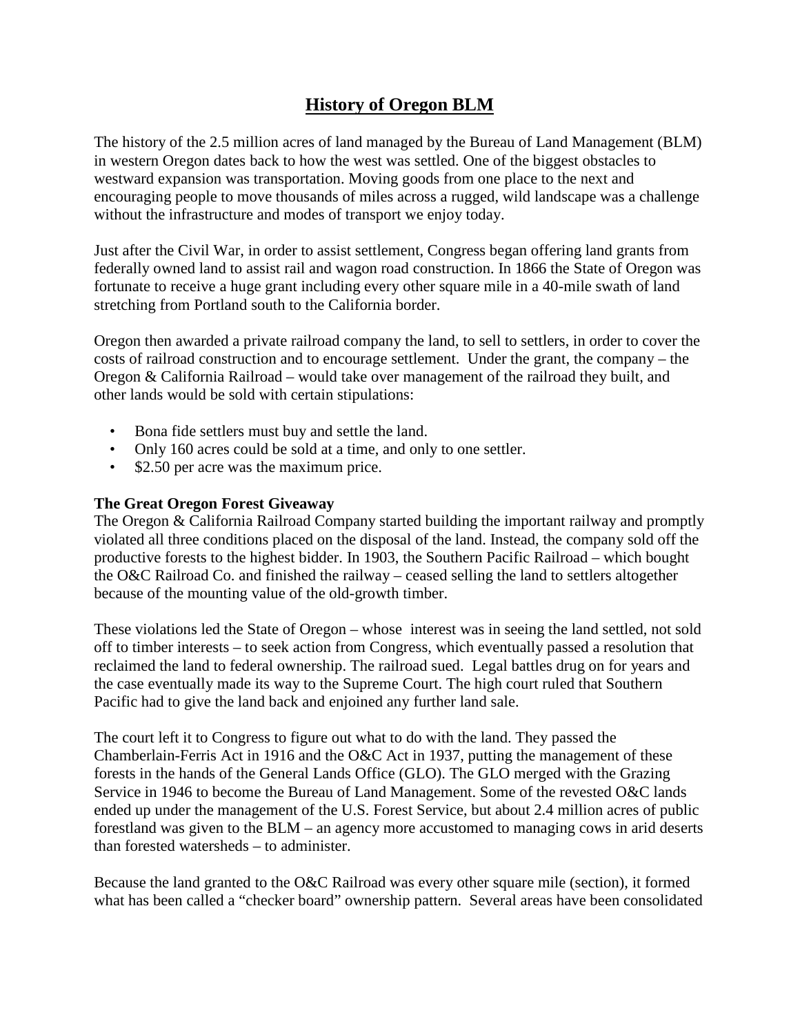# History of Oregon BLM

The history of the 2.5 million acres of land managed by the Bureau of Land Management (BLM) in western Oregon dates back to how the west was settled. One of the biggest obstacles to westward expansion was transportation. Moving goods from one place to the next and encouraging people to move thousands of miles across a rugged, wild landscape was a challenge without the infrastructure and modes of transport we enjoy today.

Just after the Civil War, in order to assist settlement, Congress began offering land grants from federally owned land to assist rail and wagon road construction. In 1866 the State of Oregon was fortunate to receive a huge grant including every other square mile in a 40-mile swath of land stretching from Portland south to the California border.

Oregon then awarded a private railroad company the land, to sell to settlers, in order to cover the costs of railroad construction and to encourage settlement. Under the grant, the company – the Oregon & California Railroad – would take over management of the railroad they built, and other lands would be sold with certain stipulations:

- Bona fide settlers must buy and settle the land.
- Only 160 acres could be sold at a time, and only to one settler.
- $2.50 per acre was the maximum price.

**The Great Oregon Forest Giveaway**

The Oregon & California Railroad Company started building the important railway and promptly violated all three conditions placed on the disposal of the land. Instead, the company sold off the productive forests to the highest bidder. In 1903, the Southern Pacific Railroad – which bought the O&C Railroad Co. and finished the railway – ceased selling the land to settlers altogether because of the mounting value of the old-growth timber.

These violations led the State of Oregon – whose interest was in seeing the land settled, not sold off to timber interests – to seek action from Congress, which eventually passed a resolution that reclaimed the land to federal ownership. The railroad sued. Legal battles drug on for years and the case eventually made its way to the Supreme Court. The high court ruled that Southern Pacific had to give the land back and enjoined any further land sale.

The court left it to Congress to figure out what to do with the land. They passed the Chamberlain-Ferris Act in 1916 and the O&C Act in 1937, putting the management of these forests in the hands of the General Lands Office (GLO). The GLO merged with the Grazing Service in 1946 to become the Bureau of Land Management. Some of the revested O&C lands ended up under the management of the U.S. Forest Service, but about 2.4 million acres of public forestland was given to the BLM – an agency more accustomed to managing cows in arid deserts than forested watersheds – to administer.

Because the land granted to the O&C Railroad was every other square mile (section), it formed what has been called a "checker board" ownership pattern. Several areas have been consolidated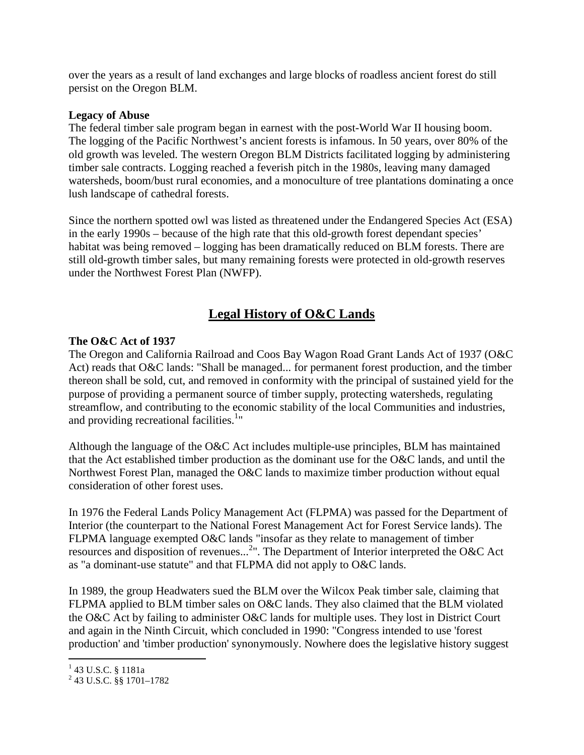over the years as a result of land exchanges and large blocks of roadless ancient forest do still persist on the Oregon BLM.

**Legacy of Abuse**

The federal timber sale program began in earnest with the post-World War II housing boom. The logging of the Pacific Northwest's ancient forests is infamous. In 50 years, over 80% of the old growth was leveled. The western Oregon BLM Districts facilitated logging by administering timber sale contracts. Logging reached a feverish pitch in the 1980s, leaving many damaged watersheds, boom/bust rural economies, and a monoculture of tree plantations dominating a once lush landscape of cathedral forests.

Since the northern spotted owl was listed as threatened under the Endangered Species Act (ESA) in the early 1990s – because of the high rate that this old-growth forest dependant species' habitat was being removed – logging has been dramatically reduced on BLM forests. There are still old-growth timber sales, but many remaining forests were protected in old-growth reserves under the Northwest Forest Plan (NWFP).

## Legal History of O&C Lands

**The O&C Act of 1937**

The Oregon and California Railroad and Coos Bay Wagon Road Grant Lands Act of 1937 (O&C Act) reads that O&C lands: "Shall be managed... for permanent forest production, and the timber thereon shall be sold, cut, and removed in conformity with the principal of sustained yield for the purpose of providing a permanent source of timber supply, protecting watersheds, regulating streamflow, and contributing to the economic stability of the local Communities and industries, and providing recreational facilities.[1]"

Although the language of the O&C Act includes multiple-use principles, BLM has maintained that the Act established timber production as the dominant use for the O&C lands, and until the Northwest Forest Plan, managed the O&C lands to maximize timber production without equal consideration of other forest uses.

In 1976 the Federal Lands Policy Management Act (FLPMA) was passed for the Department of Interior (the counterpart to the National Forest Management Act for Forest Service lands). The FLPMA language exempted O&C lands "insofar as they relate to management of timber resources and disposition of revenues...[2]". The Department of Interior interpreted the O&C Act as "a dominant-use statute" and that FLPMA did not apply to O&C lands.

In 1989, the group Headwaters sued the BLM over the Wilcox Peak timber sale, claiming that FLPMA applied to BLM timber sales on O&C lands. They also claimed that the BLM violated the O&C Act by failing to administer O&C lands for multiple uses. They lost in District Court and again in the Ninth Circuit, which concluded in 1990: "Congress intended to use 'forest production' and 'timber production' synonymously. Nowhere does the legislative history suggest

[1] 43 U.S.C. § 1181a

[2] 43 U.S.C. §§ 1701–1782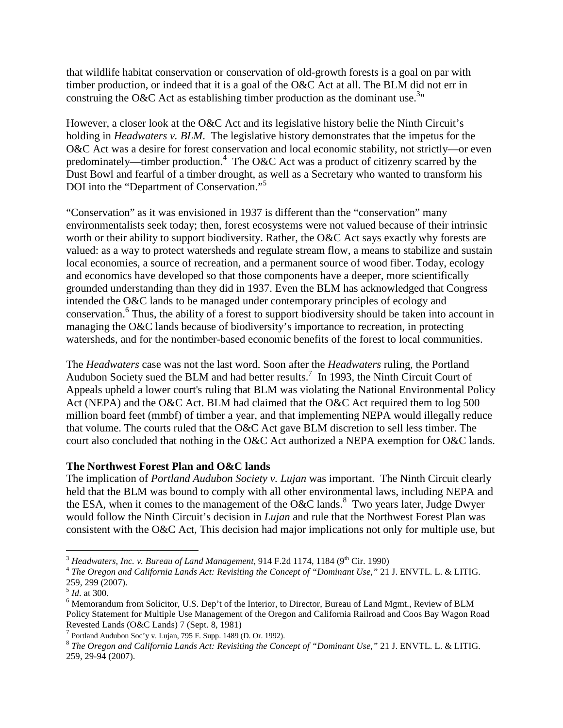that wildlife habitat conservation or conservation of old-growth forests is a goal on par with timber production, or indeed that it is a goal of the O&C Act at all. The BLM did not err in construing the O&C Act as establishing timber production as the dominant use.[3]"

However, a closer look at the O&C Act and its legislative history belie the Ninth Circuit's holding in *Headwaters v. BLM*. The legislative history demonstrates that the impetus for the O&C Act was a desire for forest conservation and local economic stability, not strictly—or even predominately—timber production.[4] The O&C Act was a product of citizenry scarred by the Dust Bowl and fearful of a timber drought, as well as a Secretary who wanted to transform his DOI into the "Department of Conservation."[5]

"Conservation" as it was envisioned in 1937 is different than the "conservation" many environmentalists seek today; then, forest ecosystems were not valued because of their intrinsic worth or their ability to support biodiversity. Rather, the O&C Act says exactly why forests are valued: as a way to protect watersheds and regulate stream flow, a means to stabilize and sustain local economies, a source of recreation, and a permanent source of wood fiber. Today, ecology and economics have developed so that those components have a deeper, more scientifically grounded understanding than they did in 1937. Even the BLM has acknowledged that Congress intended the O&C lands to be managed under contemporary principles of ecology and conservation.[6] Thus, the ability of a forest to support biodiversity should be taken into account in managing the O&C lands because of biodiversity's importance to recreation, in protecting watersheds, and for the nontimber-based economic benefits of the forest to local communities.

The *Headwaters* case was not the last word. Soon after the *Headwaters* ruling, the Portland Audubon Society sued the BLM and had better results.[7] In 1993, the Ninth Circuit Court of Appeals upheld a lower court's ruling that BLM was violating the National Environmental Policy Act (NEPA) and the O&C Act. BLM had claimed that the O&C Act required them to log 500 million board feet (mmbf) of timber a year, and that implementing NEPA would illegally reduce that volume. The courts ruled that the O&C Act gave BLM discretion to sell less timber. The court also concluded that nothing in the O&C Act authorized a NEPA exemption for O&C lands.

**The Northwest Forest Plan and O&C lands**

The implication of *Portland Audubon Society v. Lujan* was important. The Ninth Circuit clearly held that the BLM was bound to comply with all other environmental laws, including NEPA and the ESA, when it comes to the management of the O&C lands.[8] Two years later, Judge Dwyer would follow the Ninth Circuit's decision in *Lujan* and rule that the Northwest Forest Plan was consistent with the O&C Act, This decision had major implications not only for multiple use, but

---

[3] *Headwaters, Inc. v. Bureau of Land Management*, 914 F.2d 1174, 1184 (9th Cir. 1990)

[4] *The Oregon and California Lands Act: Revisiting the Concept of "Dominant Use,"* 21 J. ENVTL. L. & LITIG. 259, 299 (2007).

[5] *Id*. at 300.

[6] Memorandum from Solicitor, U.S. Dep't of the Interior, to Director, Bureau of Land Mgmt., Review of BLM Policy Statement for Multiple Use Management of the Oregon and California Railroad and Coos Bay Wagon Road Revested Lands (O&C Lands) 7 (Sept. 8, 1981)

[7] Portland Audubon Soc'y v. Lujan, 795 F. Supp. 1489 (D. Or. 1992).

[8] *The Oregon and California Lands Act: Revisiting the Concept of "Dominant Use,"* 21 J. ENVTL. L. & LITIG. 259, 29-94 (2007).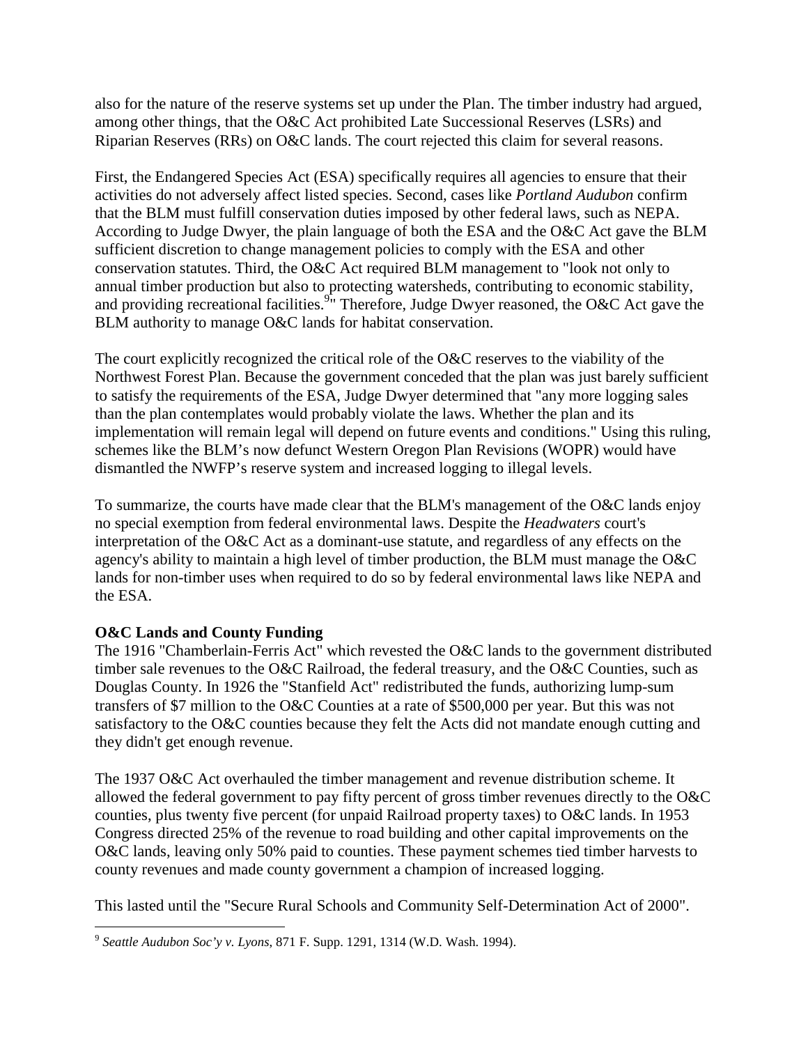also for the nature of the reserve systems set up under the Plan. The timber industry had argued, among other things, that the O&C Act prohibited Late Successional Reserves (LSRs) and Riparian Reserves (RRs) on O&C lands. The court rejected this claim for several reasons.

First, the Endangered Species Act (ESA) specifically requires all agencies to ensure that their activities do not adversely affect listed species. Second, cases like *Portland Audubon* confirm that the BLM must fulfill conservation duties imposed by other federal laws, such as NEPA. According to Judge Dwyer, the plain language of both the ESA and the O&C Act gave the BLM sufficient discretion to change management policies to comply with the ESA and other conservation statutes. Third, the O&C Act required BLM management to "look not only to annual timber production but also to protecting watersheds, contributing to economic stability, and providing recreational facilities.[9]" Therefore, Judge Dwyer reasoned, the O&C Act gave the BLM authority to manage O&C lands for habitat conservation.

The court explicitly recognized the critical role of the O&C reserves to the viability of the Northwest Forest Plan. Because the government conceded that the plan was just barely sufficient to satisfy the requirements of the ESA, Judge Dwyer determined that "any more logging sales than the plan contemplates would probably violate the laws. Whether the plan and its implementation will remain legal will depend on future events and conditions." Using this ruling, schemes like the BLM's now defunct Western Oregon Plan Revisions (WOPR) would have dismantled the NWFP's reserve system and increased logging to illegal levels.

To summarize, the courts have made clear that the BLM's management of the O&C lands enjoy no special exemption from federal environmental laws. Despite the *Headwaters* court's interpretation of the O&C Act as a dominant-use statute, and regardless of any effects on the agency's ability to maintain a high level of timber production, the BLM must manage the O&C lands for non-timber uses when required to do so by federal environmental laws like NEPA and the ESA.

**O&C Lands and County Funding**

The 1916 "Chamberlain-Ferris Act" which revested the O&C lands to the government distributed timber sale revenues to the O&C Railroad, the federal treasury, and the O&C Counties, such as Douglas County. In 1926 the "Stanfield Act" redistributed the funds, authorizing lump-sum transfers of $7 million to the O&C Counties at a rate of $500,000 per year. But this was not satisfactory to the O&C counties because they felt the Acts did not mandate enough cutting and they didn't get enough revenue.

The 1937 O&C Act overhauled the timber management and revenue distribution scheme. It allowed the federal government to pay fifty percent of gross timber revenues directly to the O&C counties, plus twenty five percent (for unpaid Railroad property taxes) to O&C lands. In 1953 Congress directed 25% of the revenue to road building and other capital improvements on the O&C lands, leaving only 50% paid to counties. These payment schemes tied timber harvests to county revenues and made county government a champion of increased logging.

This lasted until the "Secure Rural Schools and Community Self-Determination Act of 2000".

[9] *Seattle Audubon Soc'y v. Lyons*, 871 F. Supp. 1291, 1314 (W.D. Wash. 1994).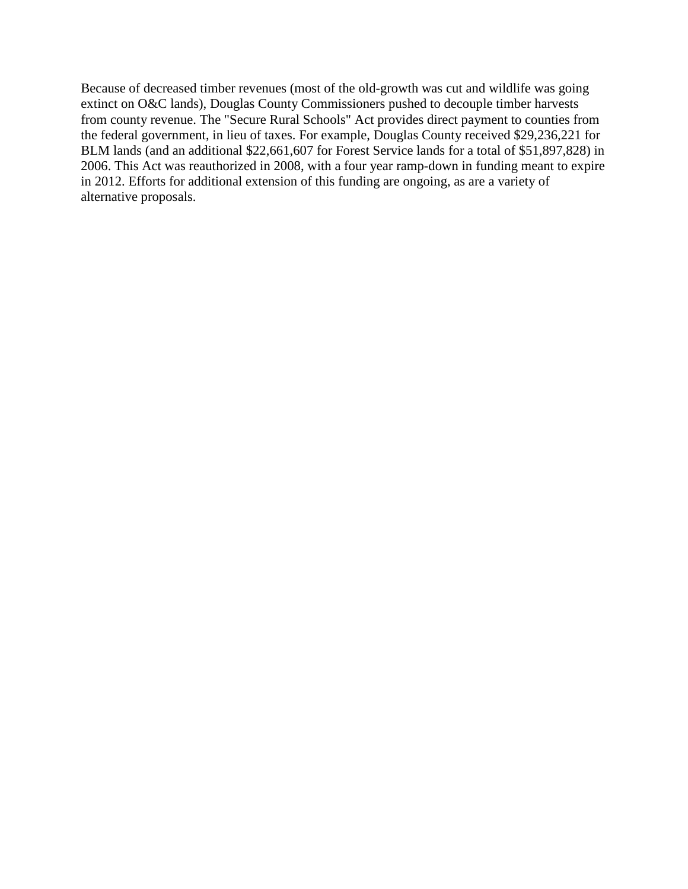Because of decreased timber revenues (most of the old-growth was cut and wildlife was going extinct on O&C lands), Douglas County Commissioners pushed to decouple timber harvests from county revenue. The "Secure Rural Schools" Act provides direct payment to counties from the federal government, in lieu of taxes. For example, Douglas County received $29,236,221 for BLM lands (and an additional $22,661,607 for Forest Service lands for a total of $51,897,828) in 2006. This Act was reauthorized in 2008, with a four year ramp-down in funding meant to expire in 2012. Efforts for additional extension of this funding are ongoing, as are a variety of alternative proposals.